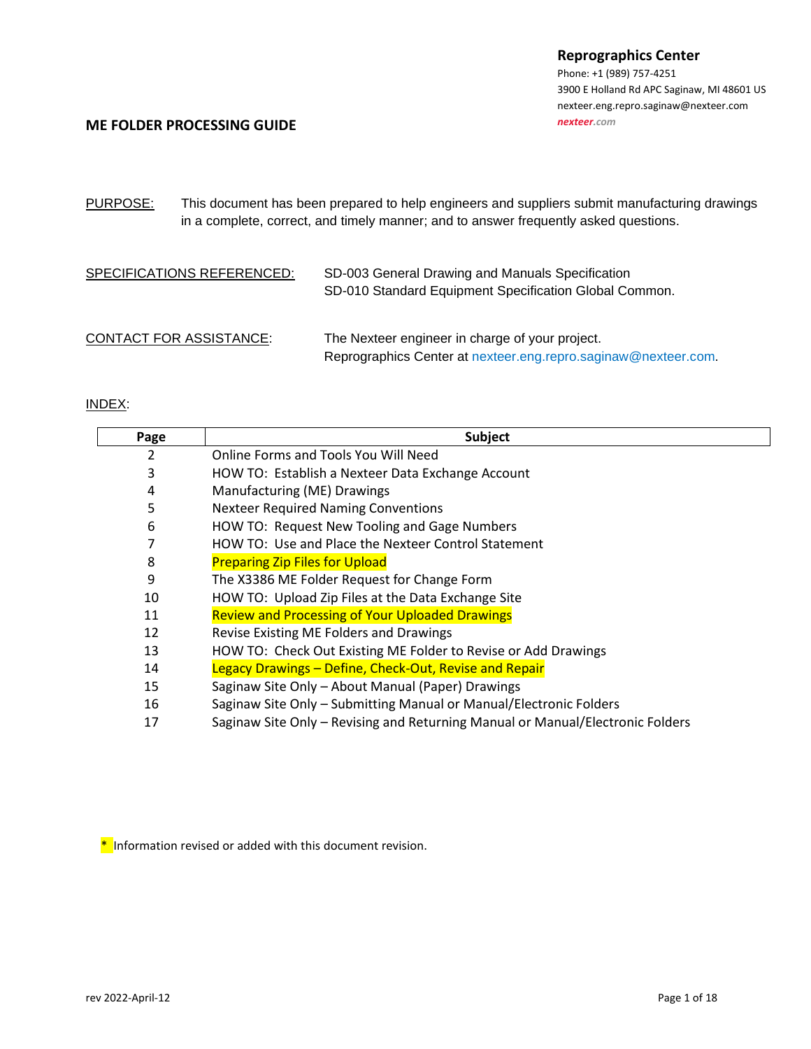**Reprographics Center**
Phone: +1 (989) 757-4251
3900 E Holland Rd APC Saginaw, MI 48601 US
nexteer.eng.repro.saginaw@nexteer.com
*nexteer.com*

# ME FOLDER PROCESSING GUIDE

PURPOSE: This document has been prepared to help engineers and suppliers submit manufacturing drawings in a complete, correct, and timely manner; and to answer frequently asked questions.

SPECIFICATIONS REFERENCED: SD-003 General Drawing and Manuals Specification
SD-010 Standard Equipment Specification Global Common.

CONTACT FOR ASSISTANCE: The Nexteer engineer in charge of your project.
Reprographics Center at nexteer.eng.repro.saginaw@nexteer.com.

INDEX:

| Page | Subject |
|---|---|
| 2 | Online Forms and Tools You Will Need |
| 3 | HOW TO: Establish a Nexteer Data Exchange Account |
| 4 | Manufacturing (ME) Drawings |
| 5 | Nexteer Required Naming Conventions |
| 6 | HOW TO: Request New Tooling and Gage Numbers |
| 7 | HOW TO: Use and Place the Nexteer Control Statement |
| 8 | Preparing Zip Files for Upload |
| 9 | The X3386 ME Folder Request for Change Form |
| 10 | HOW TO: Upload Zip Files at the Data Exchange Site |
| 11 | Review and Processing of Your Uploaded Drawings |
| 12 | Revise Existing ME Folders and Drawings |
| 13 | HOW TO: Check Out Existing ME Folder to Revise or Add Drawings |
| 14 | Legacy Drawings – Define, Check-Out, Revise and Repair |
| 15 | Saginaw Site Only – About Manual (Paper) Drawings |
| 16 | Saginaw Site Only – Submitting Manual or Manual/Electronic Folders |
| 17 | Saginaw Site Only – Revising and Returning Manual or Manual/Electronic Folders |

\* Information revised or added with this document revision.

rev 2022-April-12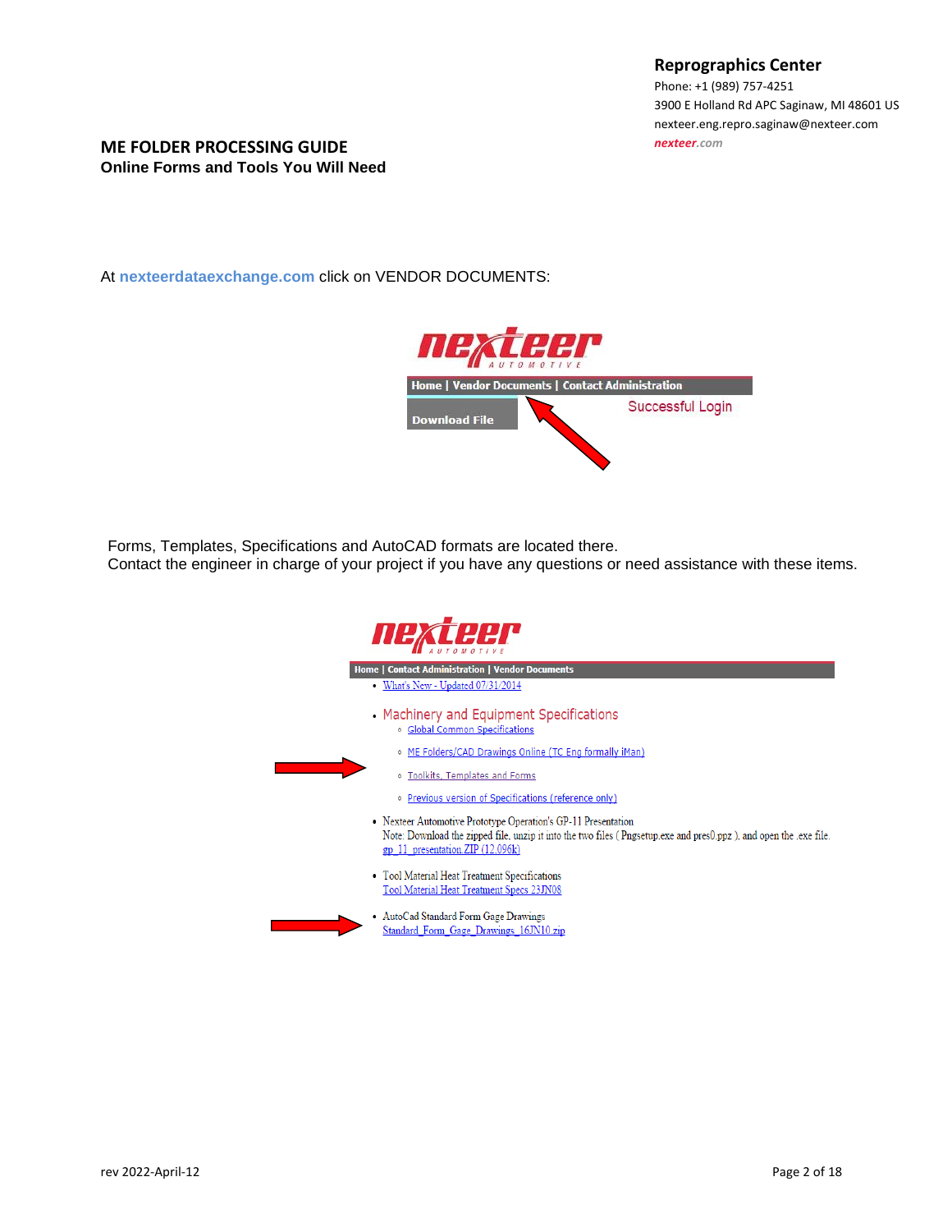**Reprographics Center**
Phone: +1 (989) 757-4251
3900 E Holland Rd APC Saginaw, MI 48601 US
nexteer.eng.repro.saginaw@nexteer.com
nexteer.com

## ME FOLDER PROCESSING GUIDE

**Online Forms and Tools You Will Need**

At **nexteerdataexchange.com** click on VENDOR DOCUMENTS:

nexteer AUTOMOTIVE

Home | Vendor Documents | Contact Administration

Download File

Successful Login

Forms, Templates, Specifications and AutoCAD formats are located there.
Contact the engineer in charge of your project if you have any questions or need assistance with these items.

nexteer AUTOMOTIVE

Home | Contact Administration | Vendor Documents

- What's New - Updated 07/31/2014
- Machinery and Equipment Specifications
  - Global Common Specifications
  - ME Folders/CAD Drawings Online (TC Eng formally iMan)
  - Toolkits, Templates and Forms
  - Previous version of Specifications (reference only)
- Nexteer Automotive Prototype Operation's GP-11 Presentation
  Note: Download the zipped file, unzip it into the two files ( Pngsetup.exe and pres0.ppz ), and open the .exe file.
  gp_11_presentation.ZIP (12,096k)
- Tool Material Heat Treatment Specifications
  Tool Material Heat Treatment Specs 23JN08
- AutoCad Standard Form Gage Drawings
  Standard_Form_Gage_Drawings_16JN10.zip

rev 2022-April-12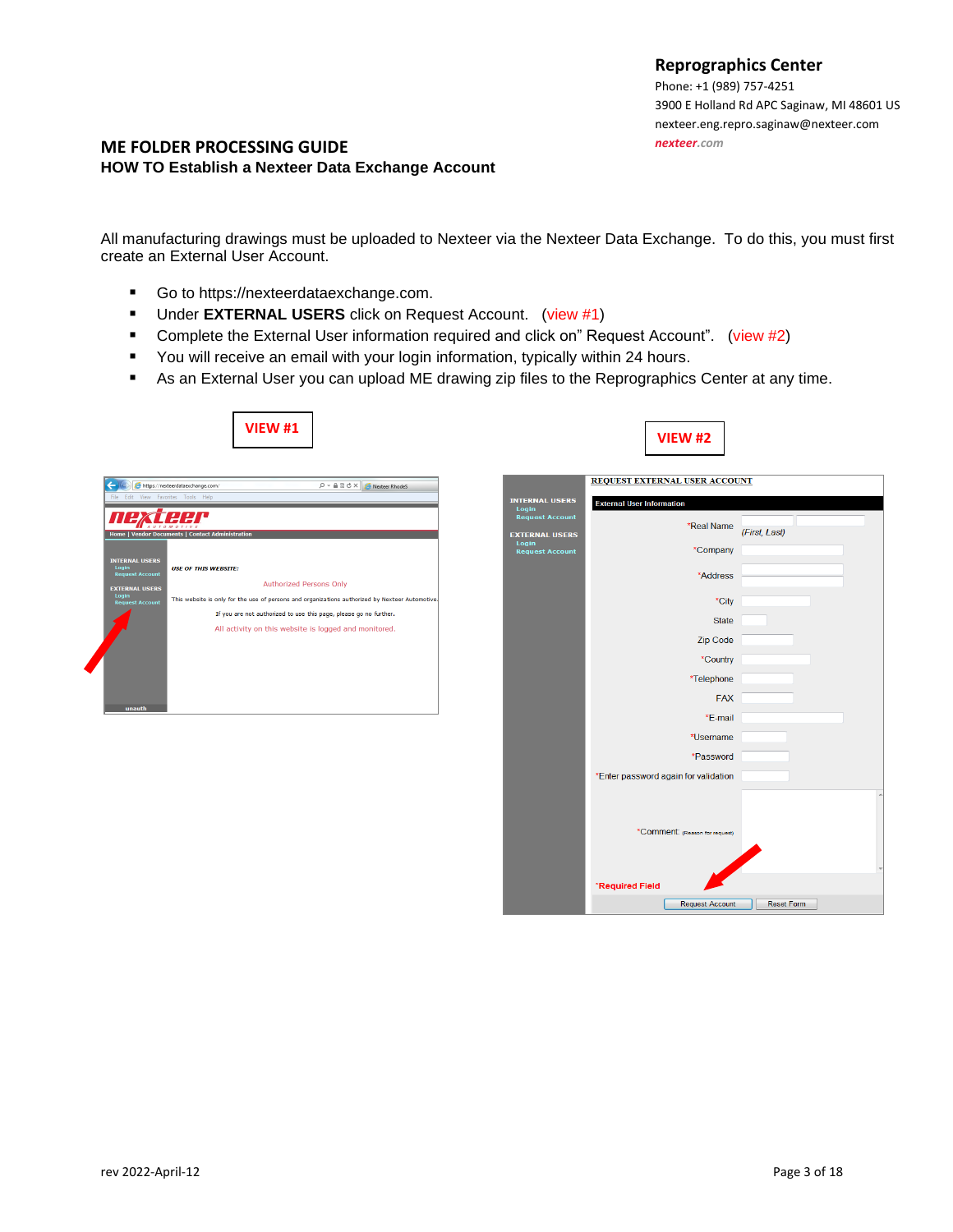**Reprographics Center**
Phone: +1 (989) 757-4251
3900 E Holland Rd APC Saginaw, MI 48601 US
nexteer.eng.repro.saginaw@nexteer.com
nexteer.com

# ME FOLDER PROCESSING GUIDE

## HOW TO Establish a Nexteer Data Exchange Account

All manufacturing drawings must be uploaded to Nexteer via the Nexteer Data Exchange. To do this, you must first create an External User Account.

- Go to https://nexteerdataexchange.com.
- Under **EXTERNAL USERS** click on Request Account. (view #1)
- Complete the External User information required and click on" Request Account". (view #2)
- You will receive an email with your login information, typically within 24 hours.
- As an External User you can upload ME drawing zip files to the Reprographics Center at any time.

**VIEW #1**

**VIEW #2**

rev 2022-April-12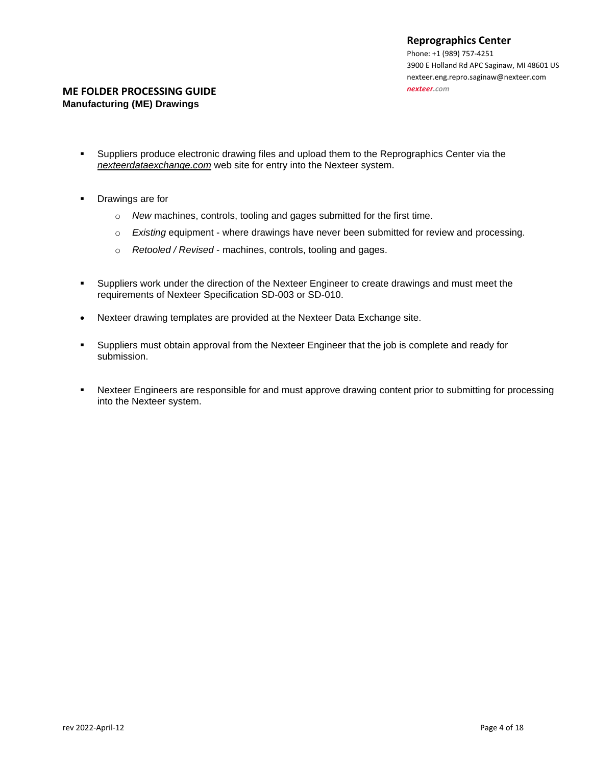**Reprographics Center**
Phone: +1 (989) 757-4251
3900 E Holland Rd APC Saginaw, MI 48601 US
nexteer.eng.repro.saginaw@nexteer.com
*nexteer.com*

## ME FOLDER PROCESSING GUIDE
**Manufacturing (ME) Drawings**

- Suppliers produce electronic drawing files and upload them to the Reprographics Center via the *nexteerdataexchange.com* web site for entry into the Nexteer system.

- Drawings are for
  - *New* machines, controls, tooling and gages submitted for the first time.
  - *Existing* equipment - where drawings have never been submitted for review and processing.
  - *Retooled / Revised* - machines, controls, tooling and gages.

- Suppliers work under the direction of the Nexteer Engineer to create drawings and must meet the requirements of Nexteer Specification SD-003 or SD-010.

- Nexteer drawing templates are provided at the Nexteer Data Exchange site.

- Suppliers must obtain approval from the Nexteer Engineer that the job is complete and ready for submission.

- Nexteer Engineers are responsible for and must approve drawing content prior to submitting for processing into the Nexteer system.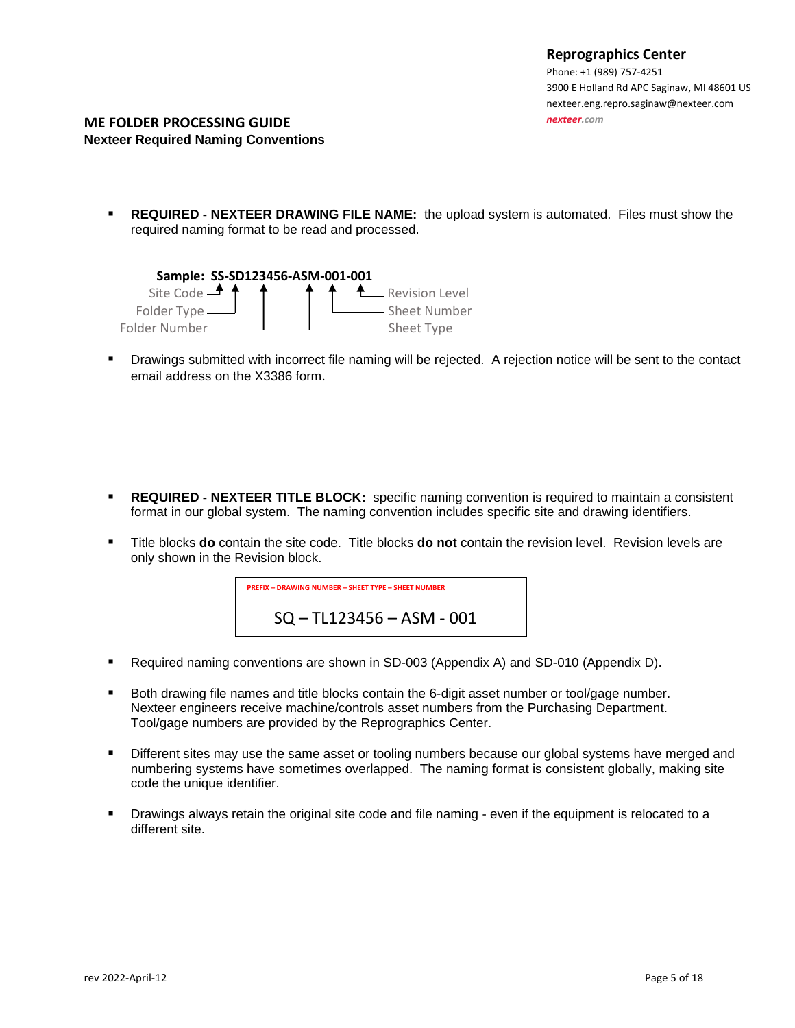**Reprographics Center**
Phone: +1 (989) 757-4251
3900 E Holland Rd APC Saginaw, MI 48601 US
nexteer.eng.repro.saginaw@nexteer.com
*nexteer.com*

# ME FOLDER PROCESSING GUIDE

## Nexteer Required Naming Conventions

- **REQUIRED - NEXTEER DRAWING FILE NAME:** the upload system is automated. Files must show the required naming format to be read and processed.

**Sample: SS-SD123456-ASM-001-001**

- Site Code
- Folder Type
- Folder Number
- Sheet Type
- Sheet Number
- Revision Level

- Drawings submitted with incorrect file naming will be rejected. A rejection notice will be sent to the contact email address on the X3386 form.

- **REQUIRED - NEXTEER TITLE BLOCK:** specific naming convention is required to maintain a consistent format in our global system. The naming convention includes specific site and drawing identifiers.

- Title blocks **do** contain the site code. Title blocks **do not** contain the revision level. Revision levels are only shown in the Revision block.

| PREFIX – DRAWING NUMBER – SHEET TYPE – SHEET NUMBER |
| --- |
| SQ – TL123456 – ASM - 001 |

- Required naming conventions are shown in SD-003 (Appendix A) and SD-010 (Appendix D).

- Both drawing file names and title blocks contain the 6-digit asset number or tool/gage number. Nexteer engineers receive machine/controls asset numbers from the Purchasing Department. Tool/gage numbers are provided by the Reprographics Center.

- Different sites may use the same asset or tooling numbers because our global systems have merged and numbering systems have sometimes overlapped. The naming format is consistent globally, making site code the unique identifier.

- Drawings always retain the original site code and file naming - even if the equipment is relocated to a different site.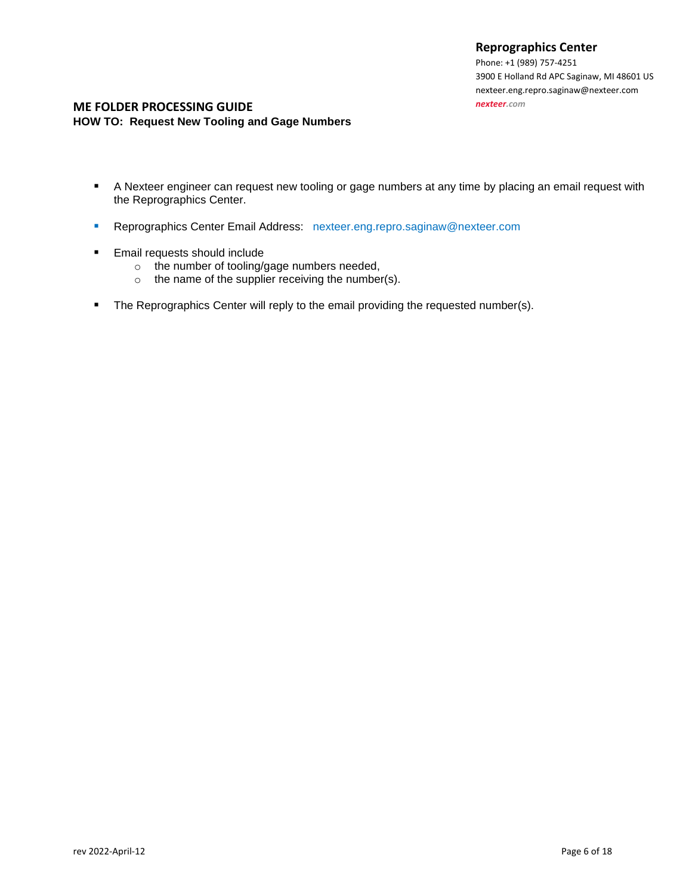## ME FOLDER PROCESSING GUIDE

### HOW TO: Request New Tooling and Gage Numbers

- A Nexteer engineer can request new tooling or gage numbers at any time by placing an email request with the Reprographics Center.
- Reprographics Center Email Address: nexteer.eng.repro.saginaw@nexteer.com
- Email requests should include
  - the number of tooling/gage numbers needed,
  - the name of the supplier receiving the number(s).
- The Reprographics Center will reply to the email providing the requested number(s).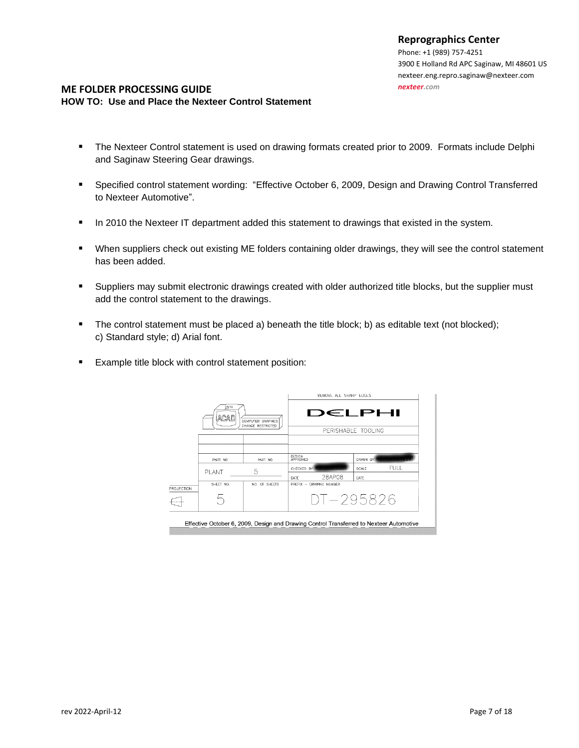# ME FOLDER PROCESSING GUIDE

## HOW TO: Use and Place the Nexteer Control Statement

- The Nexteer Control statement is used on drawing formats created prior to 2009. Formats include Delphi and Saginaw Steering Gear drawings.
- Specified control statement wording: "Effective October 6, 2009, Design and Drawing Control Transferred to Nexteer Automotive".
- In 2010 the Nexteer IT department added this statement to drawings that existed in the system.
- When suppliers check out existing ME folders containing older drawings, they will see the control statement has been added.
- Suppliers may submit electronic drawings created with older authorized title blocks, but the supplier must add the control statement to the drawings.
- The control statement must be placed a) beneath the title block; b) as editable text (not blocked); c) Standard style; d) Arial font.
- Example title block with control statement position:

Effective October 6, 2009, Design and Drawing Control Transferred to Nexteer Automotive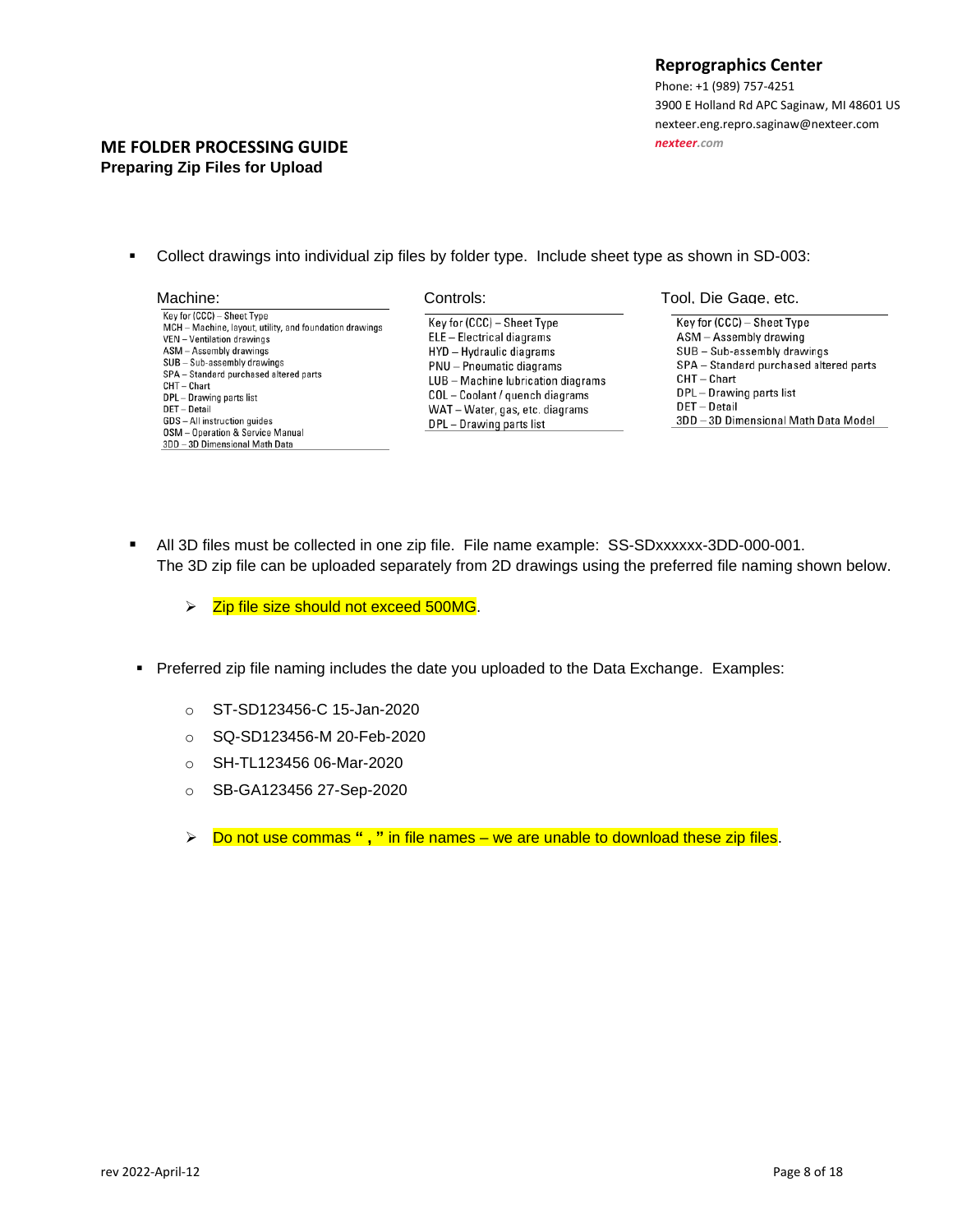## ME FOLDER PROCESSING GUIDE
**Preparing Zip Files for Upload**

**Reprographics Center**
Phone: +1 (989) 757-4251
3900 E Holland Rd APC Saginaw, MI 48601 US
nexteer.eng.repro.saginaw@nexteer.com
*nexteer.com*

- Collect drawings into individual zip files by folder type. Include sheet type as shown in SD-003:

Machine:

| Key for (CCC) – Sheet Type |
| --- |
| MCH – Machine, layout, utility, and foundation drawings |
| VEN – Ventilation drawings |
| ASM – Assembly drawings |
| SUB – Sub-assembly drawings |
| SPA – Standard purchased altered parts |
| CHT – Chart |
| DPL – Drawing parts list |
| DET – Detail |
| GDS – All instruction guides |
| OSM – Operation & Service Manual |
| 3DD – 3D Dimensional Math Data |

Controls:

| Key for (CCC) – Sheet Type |
| --- |
| ELE – Electrical diagrams |
| HYD – Hydraulic diagrams |
| PNU – Pneumatic diagrams |
| LUB – Machine lubrication diagrams |
| COL – Coolant / quench diagrams |
| WAT – Water, gas, etc. diagrams |
| DPL – Drawing parts list |

Tool, Die Gage, etc.

| Key for (CCC) – Sheet Type |
| --- |
| ASM – Assembly drawing |
| SUB – Sub-assembly drawings |
| SPA – Standard purchased altered parts |
| CHT – Chart |
| DPL – Drawing parts list |
| DET – Detail |
| 3DD – 3D Dimensional Math Data Model |

- All 3D files must be collected in one zip file. File name example: SS-SDxxxxxx-3DD-000-001.
  The 3D zip file can be uploaded separately from 2D drawings using the preferred file naming shown below.

  - Zip file size should not exceed 500MG.

- Preferred zip file naming includes the date you uploaded to the Data Exchange. Examples:

  - ST-SD123456-C 15-Jan-2020
  - SQ-SD123456-M 20-Feb-2020
  - SH-TL123456 06-Mar-2020
  - SB-GA123456 27-Sep-2020

  - Do not use commas **" , "** in file names – we are unable to download these zip files.

rev 2022-April-12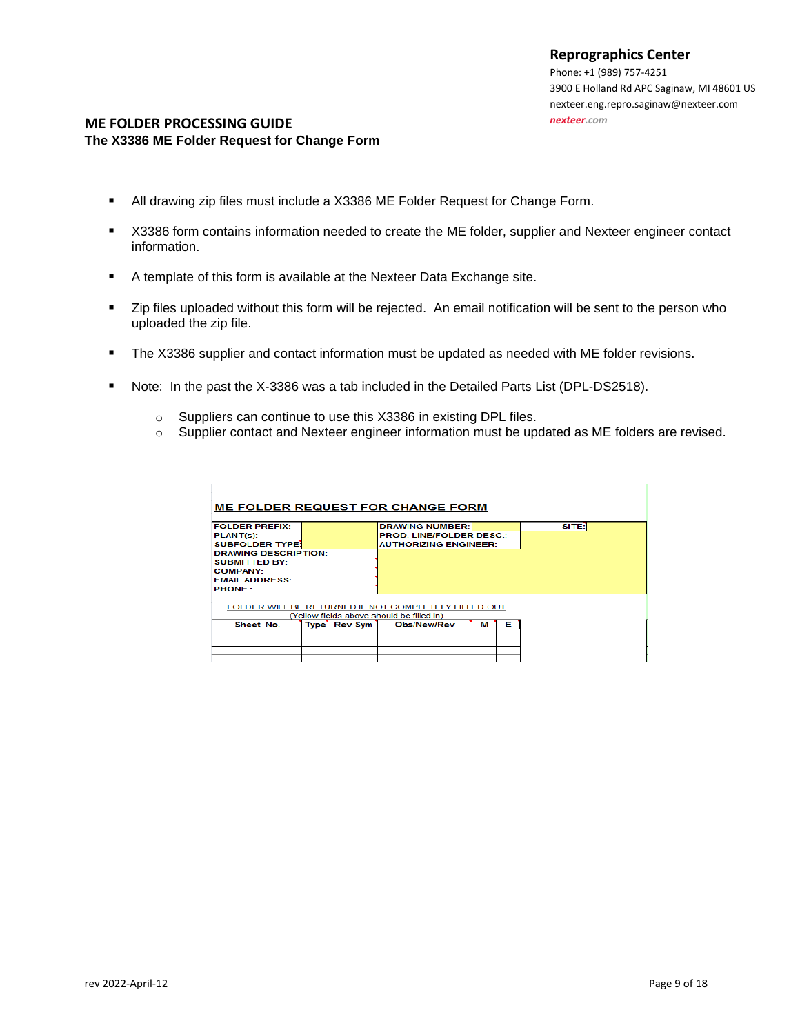**Reprographics Center**
Phone: +1 (989) 757-4251
3900 E Holland Rd APC Saginaw, MI 48601 US
nexteer.eng.repro.saginaw@nexteer.com
*nexteer.com*

## ME FOLDER PROCESSING GUIDE

### The X3386 ME Folder Request for Change Form

- All drawing zip files must include a X3386 ME Folder Request for Change Form.
- X3386 form contains information needed to create the ME folder, supplier and Nexteer engineer contact information.
- A template of this form is available at the Nexteer Data Exchange site.
- Zip files uploaded without this form will be rejected. An email notification will be sent to the person who uploaded the zip file.
- The X3386 supplier and contact information must be updated as needed with ME folder revisions.
- Note: In the past the X-3386 was a tab included in the Detailed Parts List (DPL-DS2518).
  - Suppliers can continue to use this X3386 in existing DPL files.
  - Supplier contact and Nexteer engineer information must be updated as ME folders are revised.

**ME FOLDER REQUEST FOR CHANGE FORM**

| | | | | |
|---|---|---|---|---|
| FOLDER PREFIX: | | DRAWING NUMBER: | | SITE: |
| PLANT(s): | | PROD. LINE/FOLDER DESC.: | | |
| SUBFOLDER TYPE: | | AUTHORIZING ENGINEER: | | |
| DRAWING DESCRIPTION: | | | | |
| SUBMITTED BY: | | | | |
| COMPANY: | | | | |
| EMAIL ADDRESS: | | | | |
| PHONE : | | | | |

FOLDER WILL BE RETURNED IF NOT COMPLETELY FILLED OUT
(Yellow fields above should be filled in)

| Sheet No. | Type | Rev Sym | Obs/New/Rev | M | E |
|---|---|---|---|---|---|
| | | | | | |
| | | | | | |
| | | | | | |
| | | | | | |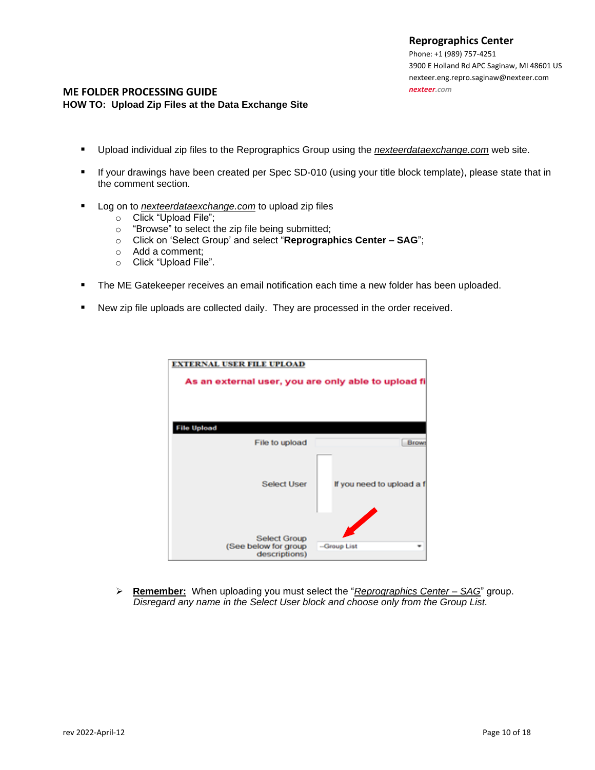**Reprographics Center**
Phone: +1 (989) 757-4251
3900 E Holland Rd APC Saginaw, MI 48601 US
nexteer.eng.repro.saginaw@nexteer.com
*nexteer.com*

## ME FOLDER PROCESSING GUIDE

### HOW TO: Upload Zip Files at the Data Exchange Site

- Upload individual zip files to the Reprographics Group using the *nexteerdataexchange.com* web site.
- If your drawings have been created per Spec SD-010 (using your title block template), please state that in the comment section.
- Log on to *nexteerdataexchange.com* to upload zip files
  - Click "Upload File";
  - "Browse" to select the zip file being submitted;
  - Click on 'Select Group' and select "**Reprographics Center – SAG**";
  - Add a comment;
  - Click "Upload File".
- The ME Gatekeeper receives an email notification each time a new folder has been uploaded.
- New zip file uploads are collected daily. They are processed in the order received.

EXTERNAL USER FILE UPLOAD

As an external user, you are only able to upload fi

File Upload

File to upload

Select User — If you need to upload a f

Select Group (See below for group descriptions) — --Group List

> **Remember:** When uploading you must select the "*Reprographics Center – SAG*" group. *Disregard any name in the Select User block and choose only from the Group List.*

rev 2022-April-12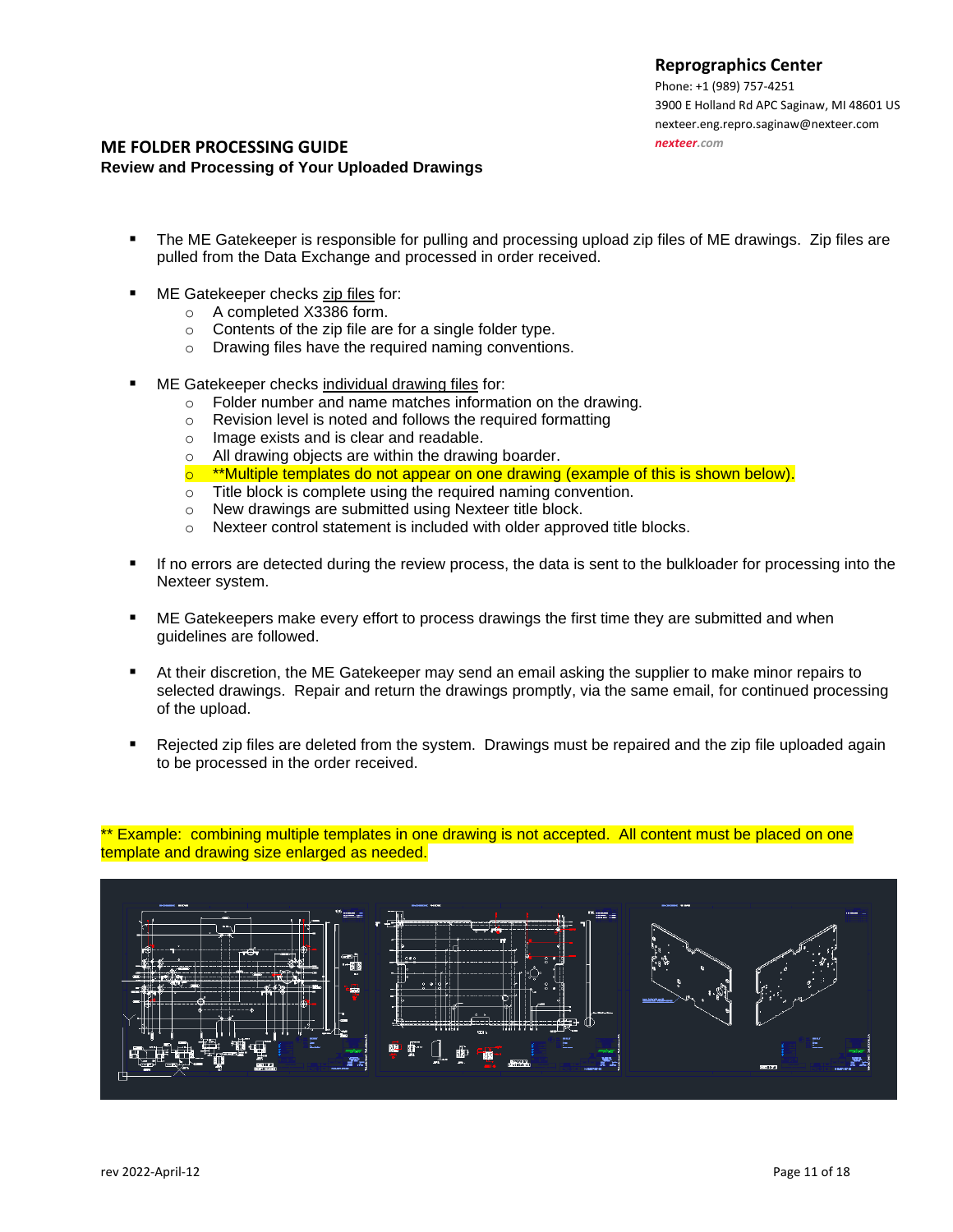Reprographics Center
Phone: +1 (989) 757-4251
3900 E Holland Rd APC Saginaw, MI 48601 US
nexteer.eng.repro.saginaw@nexteer.com
nexteer.com

## ME FOLDER PROCESSING GUIDE

**Review and Processing of Your Uploaded Drawings**

- The ME Gatekeeper is responsible for pulling and processing upload zip files of ME drawings. Zip files are pulled from the Data Exchange and processed in order received.

- ME Gatekeeper checks zip files for:
  - A completed X3386 form.
  - Contents of the zip file are for a single folder type.
  - Drawing files have the required naming conventions.

- ME Gatekeeper checks individual drawing files for:
  - Folder number and name matches information on the drawing.
  - Revision level is noted and follows the required formatting
  - Image exists and is clear and readable.
  - All drawing objects are within the drawing boarder.
  - **Multiple templates do not appear on one drawing (example of this is shown below).
  - Title block is complete using the required naming convention.
  - New drawings are submitted using Nexteer title block.
  - Nexteer control statement is included with older approved title blocks.

- If no errors are detected during the review process, the data is sent to the bulkloader for processing into the Nexteer system.

- ME Gatekeepers make every effort to process drawings the first time they are submitted and when guidelines are followed.

- At their discretion, the ME Gatekeeper may send an email asking the supplier to make minor repairs to selected drawings. Repair and return the drawings promptly, via the same email, for continued processing of the upload.

- Rejected zip files are deleted from the system. Drawings must be repaired and the zip file uploaded again to be processed in the order received.

** Example: combining multiple templates in one drawing is not accepted. All content must be placed on one template and drawing size enlarged as needed.

rev 2022-April-12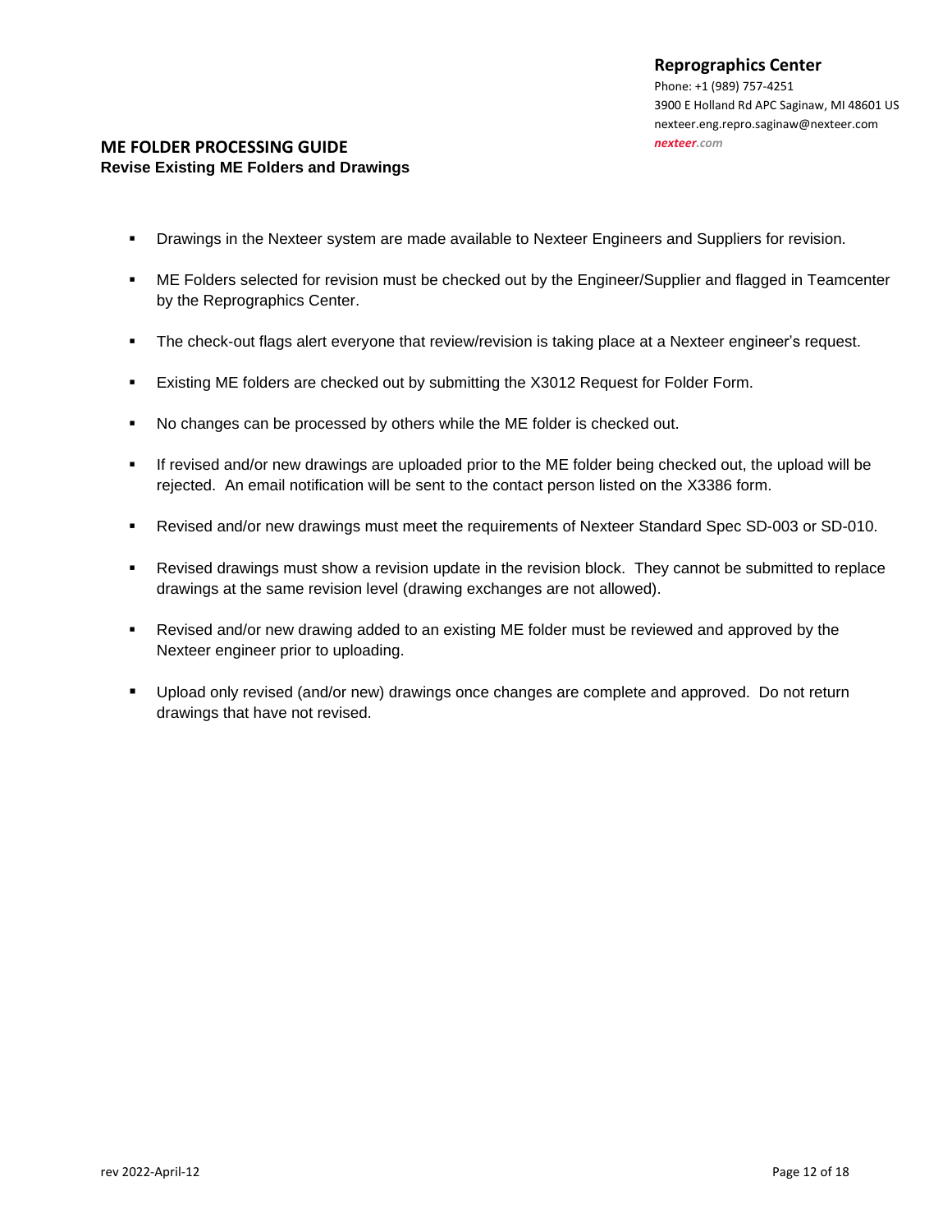## ME FOLDER PROCESSING GUIDE

### Revise Existing ME Folders and Drawings

- Drawings in the Nexteer system are made available to Nexteer Engineers and Suppliers for revision.
- ME Folders selected for revision must be checked out by the Engineer/Supplier and flagged in Teamcenter by the Reprographics Center.
- The check-out flags alert everyone that review/revision is taking place at a Nexteer engineer's request.
- Existing ME folders are checked out by submitting the X3012 Request for Folder Form.
- No changes can be processed by others while the ME folder is checked out.
- If revised and/or new drawings are uploaded prior to the ME folder being checked out, the upload will be rejected. An email notification will be sent to the contact person listed on the X3386 form.
- Revised and/or new drawings must meet the requirements of Nexteer Standard Spec SD-003 or SD-010.
- Revised drawings must show a revision update in the revision block. They cannot be submitted to replace drawings at the same revision level (drawing exchanges are not allowed).
- Revised and/or new drawing added to an existing ME folder must be reviewed and approved by the Nexteer engineer prior to uploading.
- Upload only revised (and/or new) drawings once changes are complete and approved. Do not return drawings that have not revised.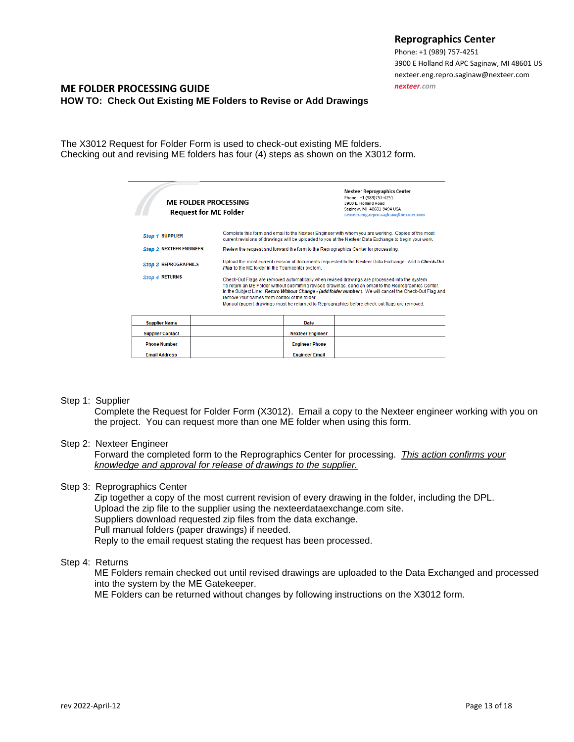**Reprographics Center**
Phone: +1 (989) 757-4251
3900 E Holland Rd APC Saginaw, MI 48601 US
nexteer.eng.repro.saginaw@nexteer.com
*nexteer.com*

## ME FOLDER PROCESSING GUIDE

### HOW TO: Check Out Existing ME Folders to Revise or Add Drawings

The X3012 Request for Folder Form is used to check-out existing ME folders.
Checking out and revising ME folders has four (4) steps as shown on the X3012 form.

**ME FOLDER PROCESSING**
**Request for ME Folder**

**Nexteer Reprographics Center**
Phone: +1 (989)757-4251
3900 E. Holland Road
Saginaw, MI 48601-9494 USA
nexteer.eng.repro.saginaw@nexteer.com

| | |
|---|---|
| *Step 1* **SUPPLIER** | Complete this form and email to the Nexteer Engineer with whom you are working. Copies of the most current revisions of drawings will be uploaded to you at the Nexteer Data Exchange to begin your work. |
| *Step 2* **NEXTEER ENGINEER** | Review the request and forward the form to the Reprographics Center for processing. |
| *Step 3* **REPROGRAPHICS** | Upload the most current revision of documents requested to the Nexteer Data Exchange. Add a ***Check-Out Flag*** to the ME folder in the Teamcenter system. |
| *Step 4* **RETURNS** | Check-Out Flags are removed automatically when revised drawings are processed into the system. To return an ME Folder without submitting revised drawings, send an email to the Reprographics Center. In the Subject Line: ***Return Without Change - (add folder number)***. We will cancel the Check-Out Flag and remove your names from control of the folder. Manual (paper) drawings must be returned to Reprographics before check-out flags are removed. |

| **Supplier Name** | | **Date** | |
|---|---|---|---|
| **Supplier Contact** | | **Nexteer Engineer** | |
| **Phone Number** | | **Engineer Phone** | |
| **Email Address** | | **Engineer Email** | |

Step 1: Supplier
Complete the Request for Folder Form (X3012). Email a copy to the Nexteer engineer working with you on the project. You can request more than one ME folder when using this form.

Step 2: Nexteer Engineer
Forward the completed form to the Reprographics Center for processing. *This action confirms your knowledge and approval for release of drawings to the supplier.*

Step 3: Reprographics Center
Zip together a copy of the most current revision of every drawing in the folder, including the DPL.
Upload the zip file to the supplier using the nexteerdataexchange.com site.
Suppliers download requested zip files from the data exchange.
Pull manual folders (paper drawings) if needed.
Reply to the email request stating the request has been processed.

Step 4: Returns
ME Folders remain checked out until revised drawings are uploaded to the Data Exchanged and processed into the system by the ME Gatekeeper.
ME Folders can be returned without changes by following instructions on the X3012 form.

rev 2022-April-12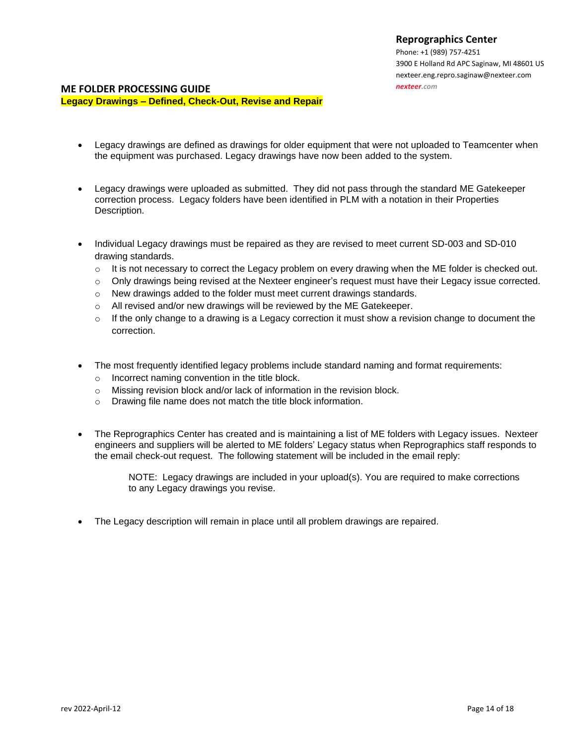**Reprographics Center**
Phone: +1 (989) 757-4251
3900 E Holland Rd APC Saginaw, MI 48601 US
nexteer.eng.repro.saginaw@nexteer.com
*nexteer.com*

## ME FOLDER PROCESSING GUIDE

### Legacy Drawings – Defined, Check-Out, Revise and Repair

- Legacy drawings are defined as drawings for older equipment that were not uploaded to Teamcenter when the equipment was purchased. Legacy drawings have now been added to the system.

- Legacy drawings were uploaded as submitted. They did not pass through the standard ME Gatekeeper correction process. Legacy folders have been identified in PLM with a notation in their Properties Description.

- Individual Legacy drawings must be repaired as they are revised to meet current SD-003 and SD-010 drawing standards.
  - It is not necessary to correct the Legacy problem on every drawing when the ME folder is checked out.
  - Only drawings being revised at the Nexteer engineer's request must have their Legacy issue corrected.
  - New drawings added to the folder must meet current drawings standards.
  - All revised and/or new drawings will be reviewed by the ME Gatekeeper.
  - If the only change to a drawing is a Legacy correction it must show a revision change to document the correction.

- The most frequently identified legacy problems include standard naming and format requirements:
  - Incorrect naming convention in the title block.
  - Missing revision block and/or lack of information in the revision block.
  - Drawing file name does not match the title block information.

- The Reprographics Center has created and is maintaining a list of ME folders with Legacy issues. Nexteer engineers and suppliers will be alerted to ME folders' Legacy status when Reprographics staff responds to the email check-out request. The following statement will be included in the email reply:

  > NOTE: Legacy drawings are included in your upload(s). You are required to make corrections to any Legacy drawings you revise.

- The Legacy description will remain in place until all problem drawings are repaired.

rev 2022-April-12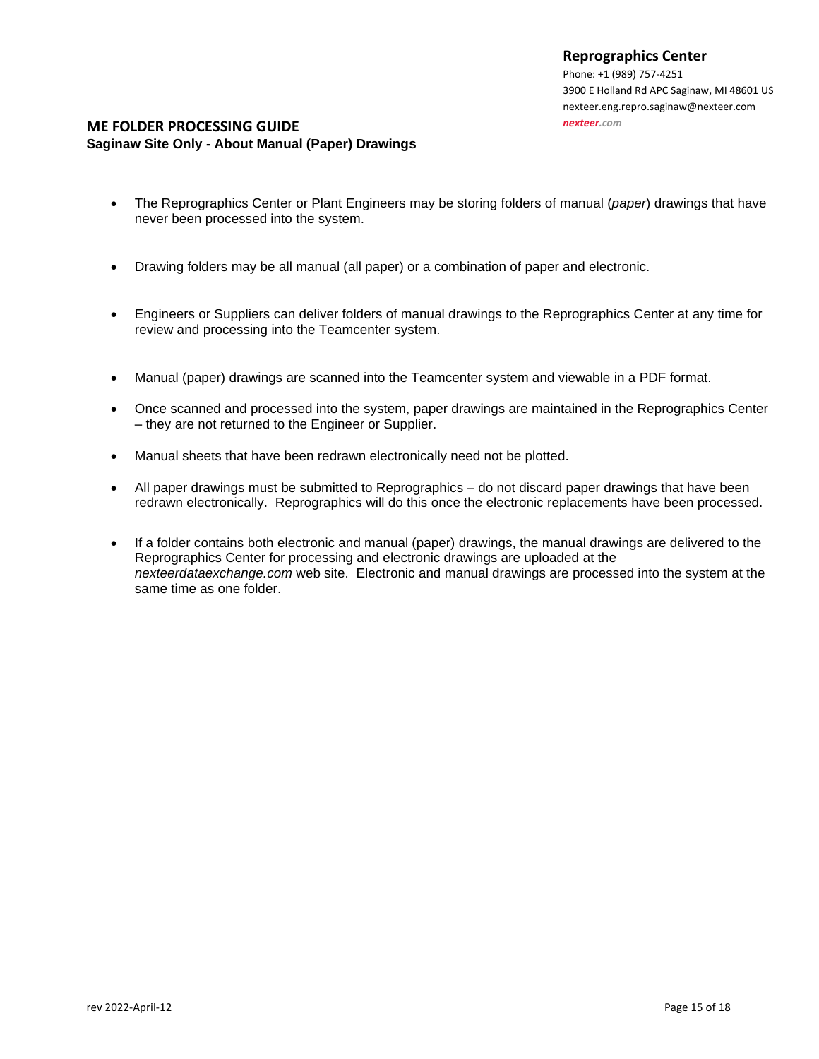## ME FOLDER PROCESSING GUIDE

**Saginaw Site Only - About Manual (Paper) Drawings**

- The Reprographics Center or Plant Engineers may be storing folders of manual (*paper*) drawings that have never been processed into the system.
- Drawing folders may be all manual (all paper) or a combination of paper and electronic.
- Engineers or Suppliers can deliver folders of manual drawings to the Reprographics Center at any time for review and processing into the Teamcenter system.
- Manual (paper) drawings are scanned into the Teamcenter system and viewable in a PDF format.
- Once scanned and processed into the system, paper drawings are maintained in the Reprographics Center – they are not returned to the Engineer or Supplier.
- Manual sheets that have been redrawn electronically need not be plotted.
- All paper drawings must be submitted to Reprographics – do not discard paper drawings that have been redrawn electronically. Reprographics will do this once the electronic replacements have been processed.
- If a folder contains both electronic and manual (paper) drawings, the manual drawings are delivered to the Reprographics Center for processing and electronic drawings are uploaded at the *nexteerdataexchange.com* web site. Electronic and manual drawings are processed into the system at the same time as one folder.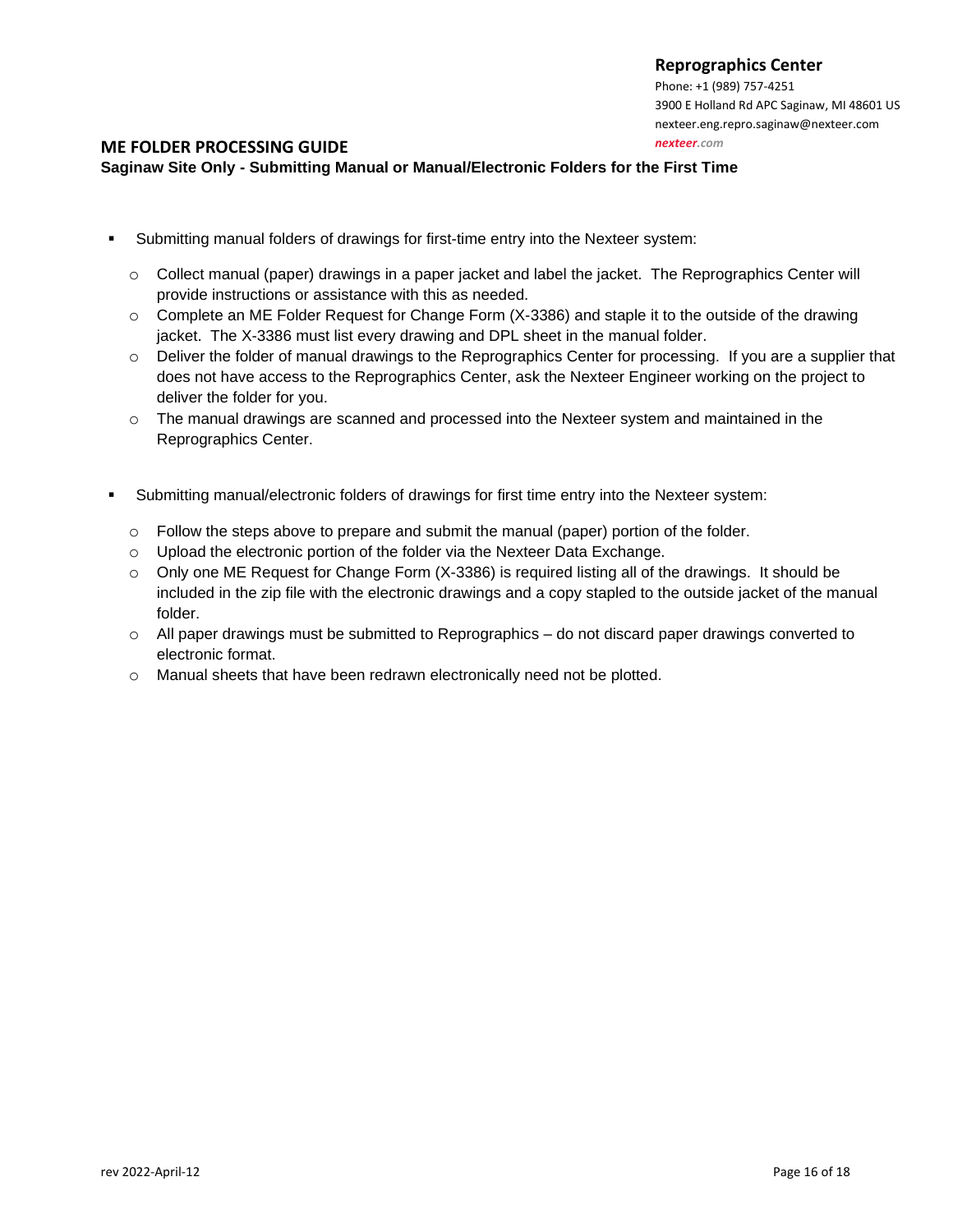## ME FOLDER PROCESSING GUIDE

**Saginaw Site Only - Submitting Manual or Manual/Electronic Folders for the First Time**

- Submitting manual folders of drawings for first-time entry into the Nexteer system:
  - Collect manual (paper) drawings in a paper jacket and label the jacket. The Reprographics Center will provide instructions or assistance with this as needed.
  - Complete an ME Folder Request for Change Form (X-3386) and staple it to the outside of the drawing jacket. The X-3386 must list every drawing and DPL sheet in the manual folder.
  - Deliver the folder of manual drawings to the Reprographics Center for processing. If you are a supplier that does not have access to the Reprographics Center, ask the Nexteer Engineer working on the project to deliver the folder for you.
  - The manual drawings are scanned and processed into the Nexteer system and maintained in the Reprographics Center.

- Submitting manual/electronic folders of drawings for first time entry into the Nexteer system:
  - Follow the steps above to prepare and submit the manual (paper) portion of the folder.
  - Upload the electronic portion of the folder via the Nexteer Data Exchange.
  - Only one ME Request for Change Form (X-3386) is required listing all of the drawings. It should be included in the zip file with the electronic drawings and a copy stapled to the outside jacket of the manual folder.
  - All paper drawings must be submitted to Reprographics – do not discard paper drawings converted to electronic format.
  - Manual sheets that have been redrawn electronically need not be plotted.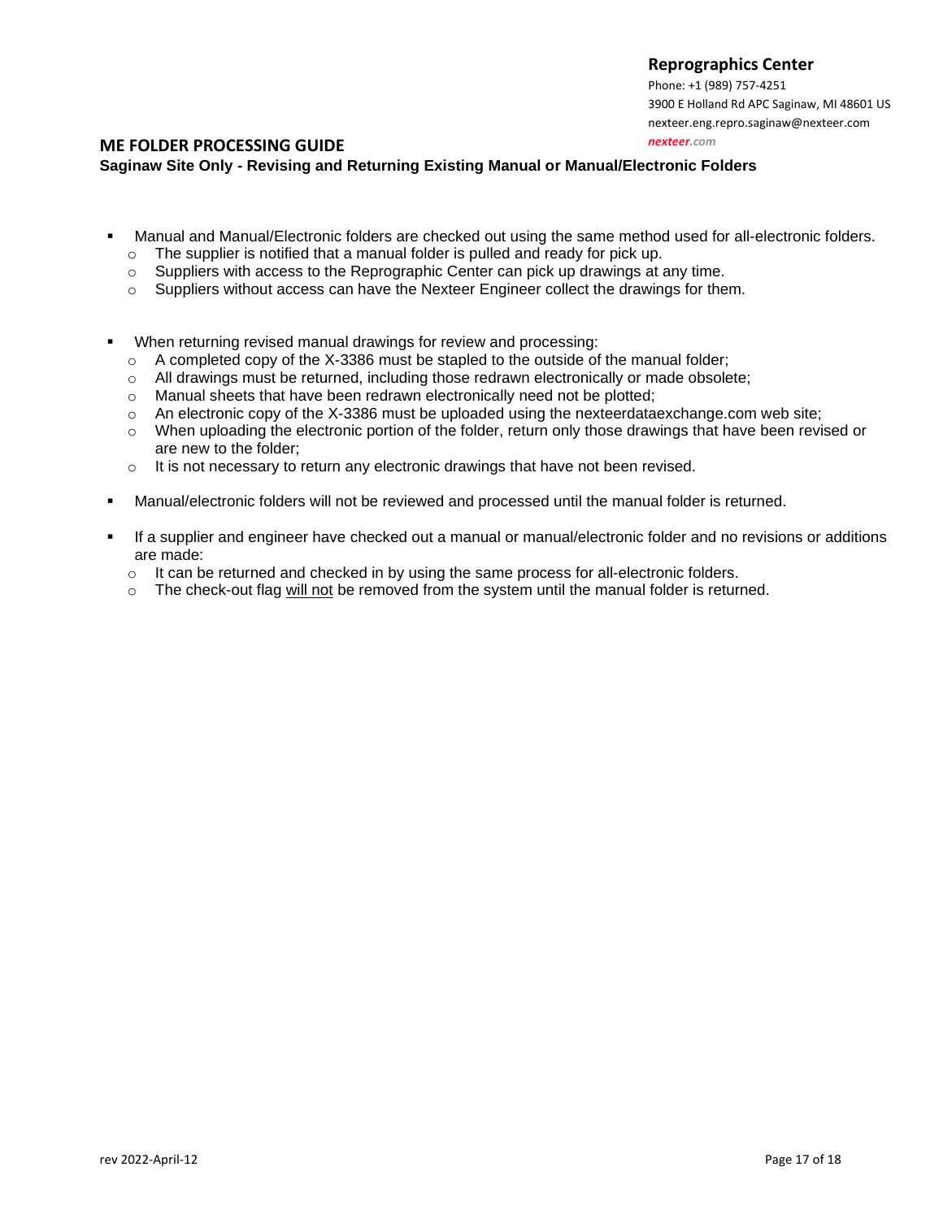**Reprographics Center**
Phone: +1 (989) 757-4251
3900 E Holland Rd APC Saginaw, MI 48601 US
nexteer.eng.repro.saginaw@nexteer.com
*nexteer.com*

## ME FOLDER PROCESSING GUIDE

### Saginaw Site Only - Revising and Returning Existing Manual or Manual/Electronic Folders

- Manual and Manual/Electronic folders are checked out using the same method used for all-electronic folders.
  - The supplier is notified that a manual folder is pulled and ready for pick up.
  - Suppliers with access to the Reprographic Center can pick up drawings at any time.
  - Suppliers without access can have the Nexteer Engineer collect the drawings for them.

- When returning revised manual drawings for review and processing:
  - A completed copy of the X-3386 must be stapled to the outside of the manual folder;
  - All drawings must be returned, including those redrawn electronically or made obsolete;
  - Manual sheets that have been redrawn electronically need not be plotted;
  - An electronic copy of the X-3386 must be uploaded using the nexteerdataexchange.com web site;
  - When uploading the electronic portion of the folder, return only those drawings that have been revised or are new to the folder;
  - It is not necessary to return any electronic drawings that have not been revised.

- Manual/electronic folders will not be reviewed and processed until the manual folder is returned.

- If a supplier and engineer have checked out a manual or manual/electronic folder and no revisions or additions are made:
  - It can be returned and checked in by using the same process for all-electronic folders.
  - The check-out flag <u>will not</u> be removed from the system until the manual folder is returned.

rev 2022-April-12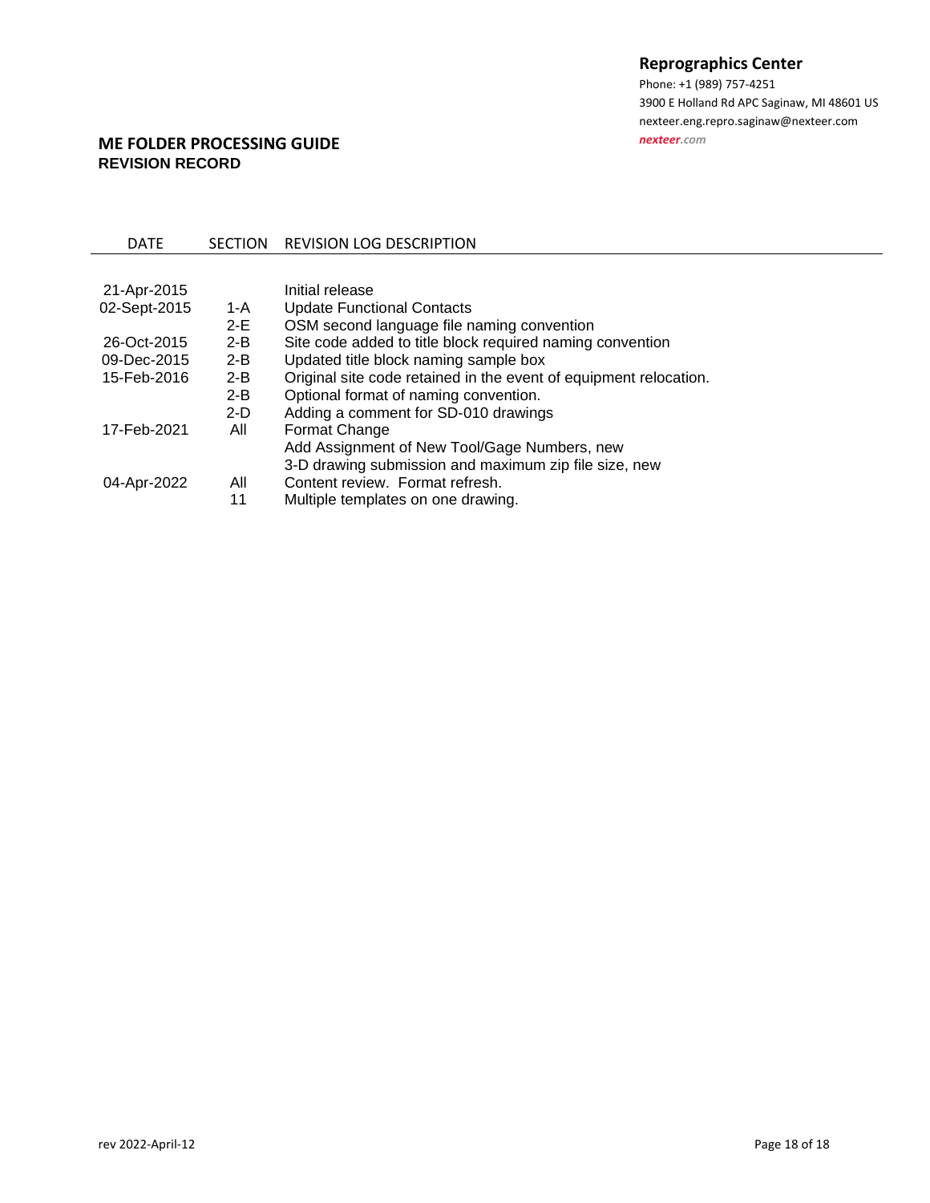**Reprographics Center**
Phone: +1 (989) 757-4251
3900 E Holland Rd APC Saginaw, MI 48601 US
nexteer.eng.repro.saginaw@nexteer.com
*nexteer.com*

## ME FOLDER PROCESSING GUIDE
### REVISION RECORD

| DATE | SECTION | REVISION LOG DESCRIPTION |
|---|---|---|
| 21-Apr-2015 | | Initial release |
| 02-Sept-2015 | 1-A | Update Functional Contacts |
| | 2-E | OSM second language file naming convention |
| 26-Oct-2015 | 2-B | Site code added to title block required naming convention |
| 09-Dec-2015 | 2-B | Updated title block naming sample box |
| 15-Feb-2016 | 2-B | Original site code retained in the event of equipment relocation. |
| | 2-B | Optional format of naming convention. |
| | 2-D | Adding a comment for SD-010 drawings |
| 17-Feb-2021 | All | Format Change |
| | | Add Assignment of New Tool/Gage Numbers, new |
| | | 3-D drawing submission and maximum zip file size, new |
| 04-Apr-2022 | All | Content review. Format refresh. |
| | 11 | Multiple templates on one drawing. |

rev 2022-April-12